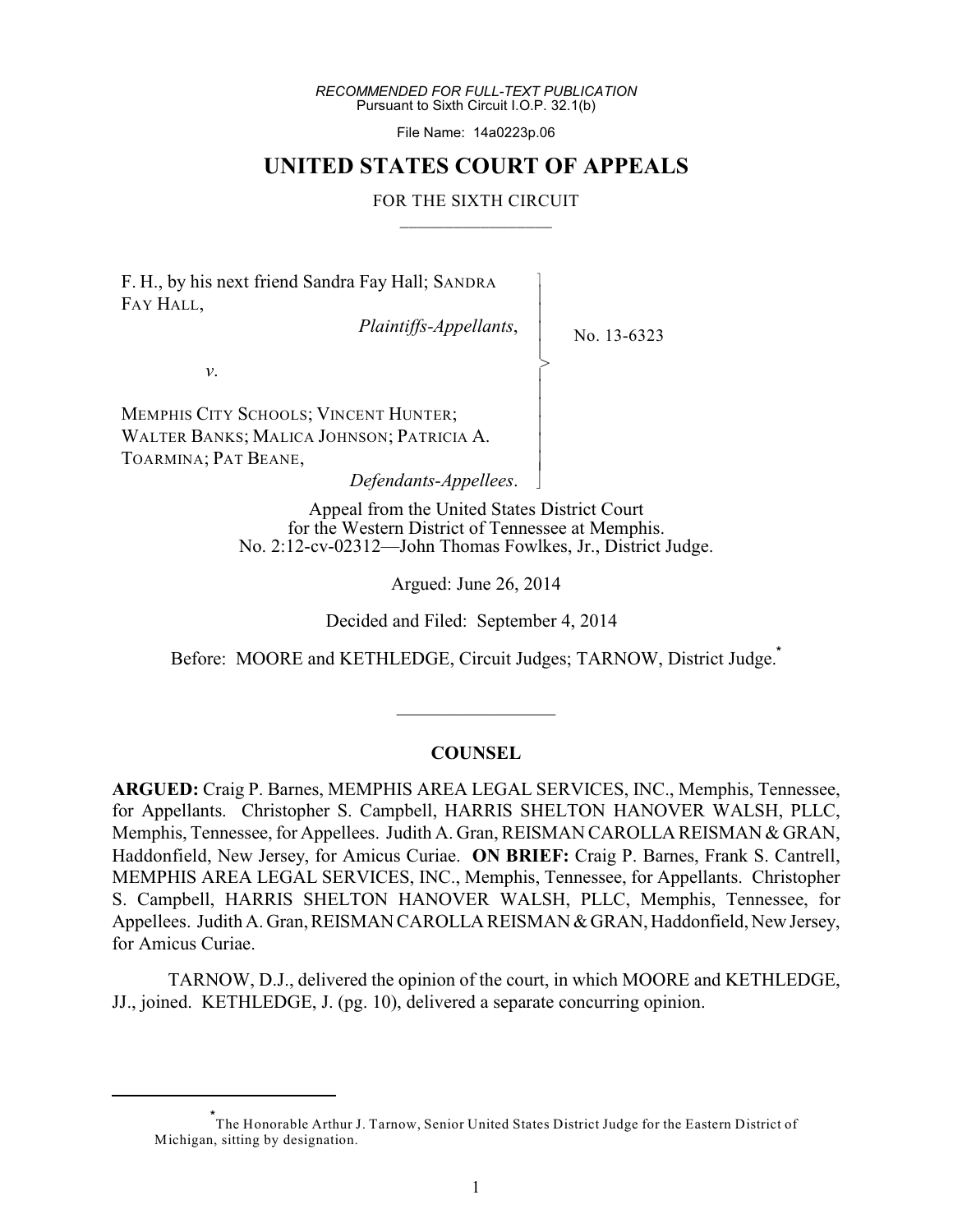*RECOMMENDED FOR FULL-TEXT PUBLICATION*
Pursuant to Sixth Circuit I.O.P. 32.1(b)

File Name: 14a0223p.06

# UNITED STATES COURT OF APPEALS

FOR THE SIXTH CIRCUIT

---

F. H., by his next friend Sandra Fay Hall; SANDRA FAY HALL,

*Plaintiffs-Appellants*,

*v*.

MEMPHIS CITY SCHOOLS; VINCENT HUNTER; WALTER BANKS; MALICA JOHNSON; PATRICIA A. TOARMINA; PAT BEANE,

*Defendants-Appellees*.

No. 13-6323

Appeal from the United States District Court
for the Western District of Tennessee at Memphis.
No. 2:12-cv-02312—John Thomas Fowlkes, Jr., District Judge.

Argued: June 26, 2014

Decided and Filed: September 4, 2014

Before: MOORE and KETHLEDGE, Circuit Judges; TARNOW, District Judge.*

---

## COUNSEL

**ARGUED:** Craig P. Barnes, MEMPHIS AREA LEGAL SERVICES, INC., Memphis, Tennessee, for Appellants. Christopher S. Campbell, HARRIS SHELTON HANOVER WALSH, PLLC, Memphis, Tennessee, for Appellees. Judith A. Gran, REISMAN CAROLLA REISMAN & GRAN, Haddonfield, New Jersey, for Amicus Curiae. **ON BRIEF:** Craig P. Barnes, Frank S. Cantrell, MEMPHIS AREA LEGAL SERVICES, INC., Memphis, Tennessee, for Appellants. Christopher S. Campbell, HARRIS SHELTON HANOVER WALSH, PLLC, Memphis, Tennessee, for Appellees. Judith A. Gran, REISMAN CAROLLA REISMAN & GRAN, Haddonfield, New Jersey, for Amicus Curiae.

TARNOW, D.J., delivered the opinion of the court, in which MOORE and KETHLEDGE, JJ., joined. KETHLEDGE, J. (pg. 10), delivered a separate concurring opinion.

---

*The Honorable Arthur J. Tarnow, Senior United States District Judge for the Eastern District of Michigan, sitting by designation.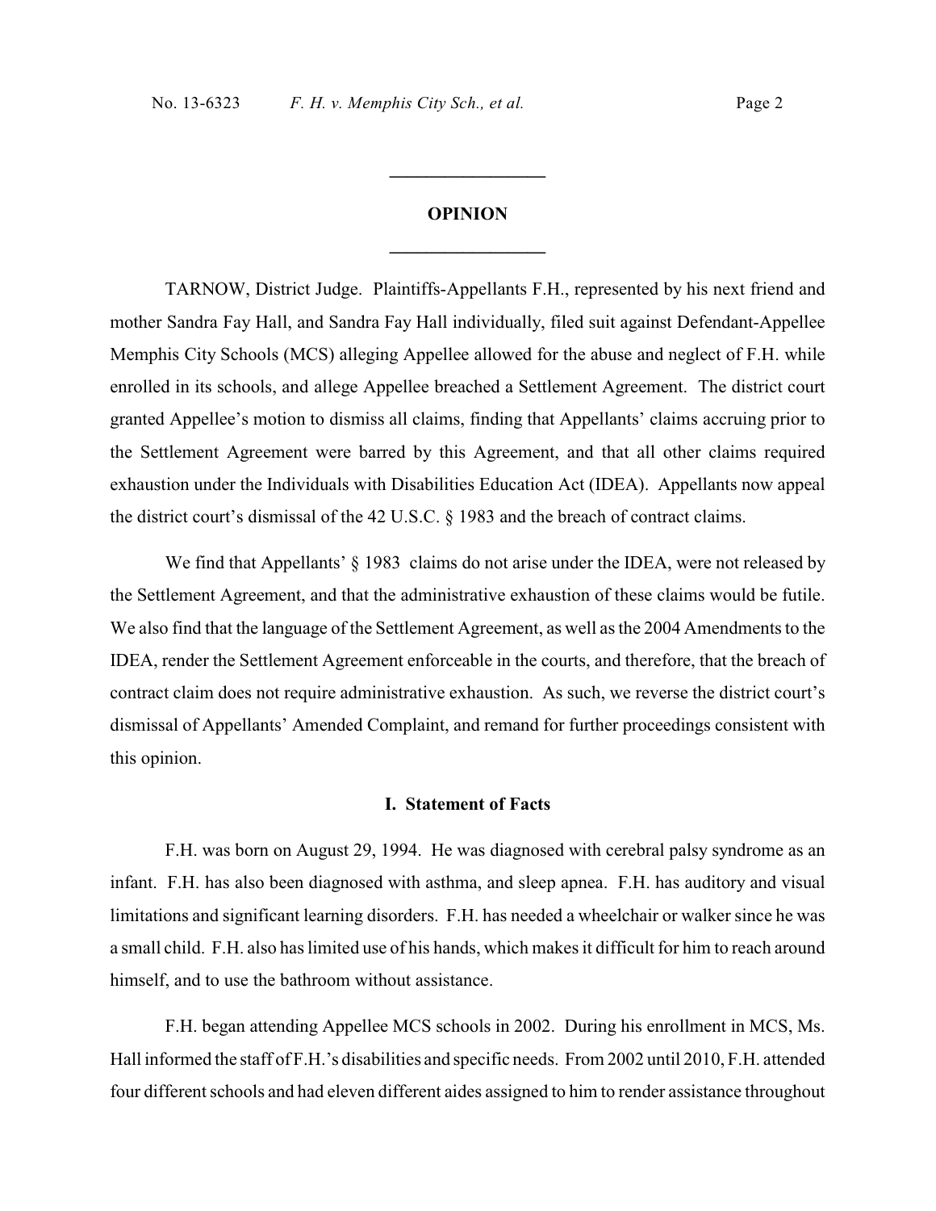## OPINION

TARNOW, District Judge. Plaintiffs-Appellants F.H., represented by his next friend and mother Sandra Fay Hall, and Sandra Fay Hall individually, filed suit against Defendant-Appellee Memphis City Schools (MCS) alleging Appellee allowed for the abuse and neglect of F.H. while enrolled in its schools, and allege Appellee breached a Settlement Agreement. The district court granted Appellee's motion to dismiss all claims, finding that Appellants' claims accruing prior to the Settlement Agreement were barred by this Agreement, and that all other claims required exhaustion under the Individuals with Disabilities Education Act (IDEA). Appellants now appeal the district court's dismissal of the 42 U.S.C. § 1983 and the breach of contract claims.

We find that Appellants' § 1983 claims do not arise under the IDEA, were not released by the Settlement Agreement, and that the administrative exhaustion of these claims would be futile. We also find that the language of the Settlement Agreement, as well as the 2004 Amendments to the IDEA, render the Settlement Agreement enforceable in the courts, and therefore, that the breach of contract claim does not require administrative exhaustion. As such, we reverse the district court's dismissal of Appellants' Amended Complaint, and remand for further proceedings consistent with this opinion.

### I. Statement of Facts

F.H. was born on August 29, 1994. He was diagnosed with cerebral palsy syndrome as an infant. F.H. has also been diagnosed with asthma, and sleep apnea. F.H. has auditory and visual limitations and significant learning disorders. F.H. has needed a wheelchair or walker since he was a small child. F.H. also has limited use of his hands, which makes it difficult for him to reach around himself, and to use the bathroom without assistance.

F.H. began attending Appellee MCS schools in 2002. During his enrollment in MCS, Ms. Hall informed the staff of F.H.'s disabilities and specific needs. From 2002 until 2010, F.H. attended four different schools and had eleven different aides assigned to him to render assistance throughout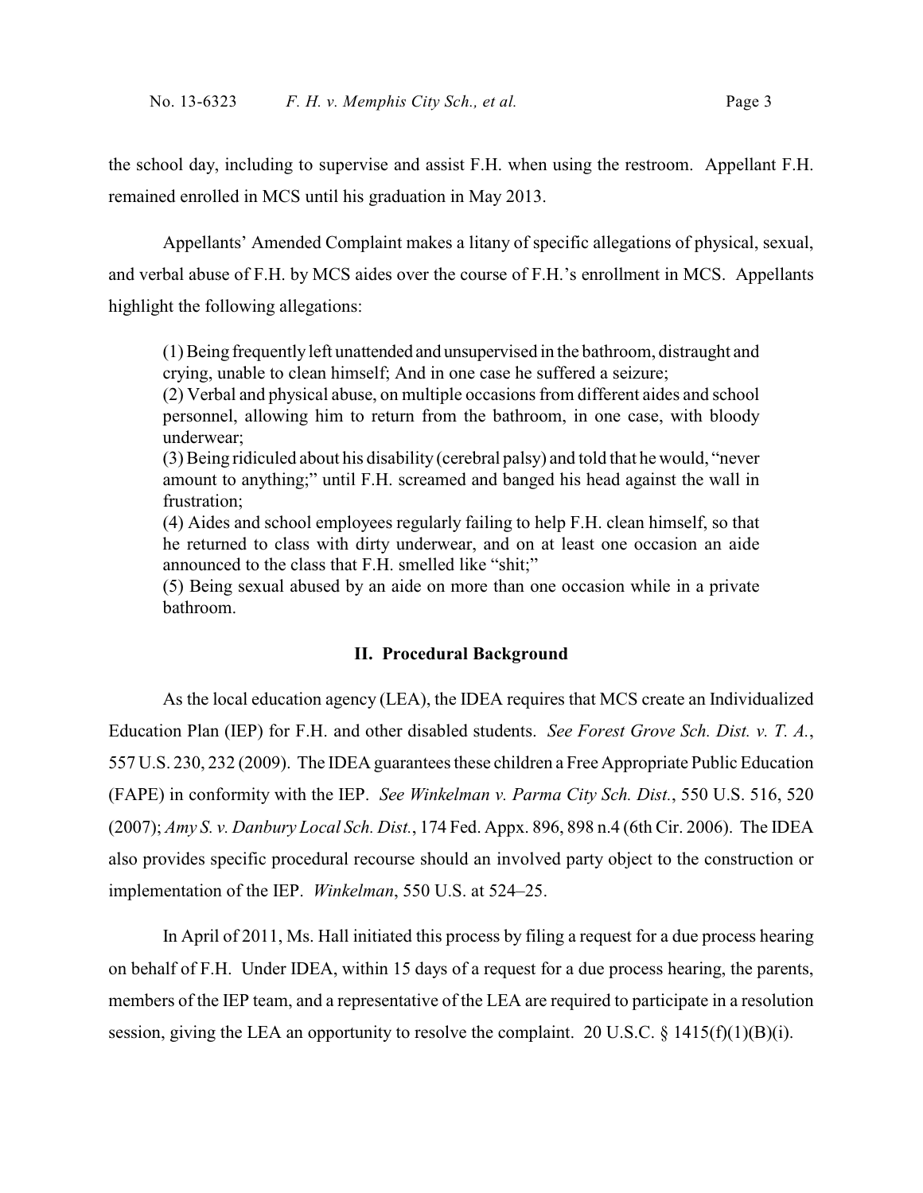the school day, including to supervise and assist F.H. when using the restroom. Appellant F.H. remained enrolled in MCS until his graduation in May 2013.

Appellants' Amended Complaint makes a litany of specific allegations of physical, sexual, and verbal abuse of F.H. by MCS aides over the course of F.H.'s enrollment in MCS. Appellants highlight the following allegations:

> (1) Being frequently left unattended and unsupervised in the bathroom, distraught and crying, unable to clean himself; And in one case he suffered a seizure;
> (2) Verbal and physical abuse, on multiple occasions from different aides and school personnel, allowing him to return from the bathroom, in one case, with bloody underwear;
> (3) Being ridiculed about his disability (cerebral palsy) and told that he would, "never amount to anything;" until F.H. screamed and banged his head against the wall in frustration;
> (4) Aides and school employees regularly failing to help F.H. clean himself, so that he returned to class with dirty underwear, and on at least one occasion an aide announced to the class that F.H. smelled like "shit;"
> (5) Being sexual abused by an aide on more than one occasion while in a private bathroom.

## II. Procedural Background

As the local education agency (LEA), the IDEA requires that MCS create an Individualized Education Plan (IEP) for F.H. and other disabled students. *See Forest Grove Sch. Dist. v. T. A.*, 557 U.S. 230, 232 (2009). The IDEA guarantees these children a Free Appropriate Public Education (FAPE) in conformity with the IEP. *See Winkelman v. Parma City Sch. Dist.*, 550 U.S. 516, 520 (2007); *Amy S. v. Danbury Local Sch. Dist.*, 174 Fed. Appx. 896, 898 n.4 (6th Cir. 2006). The IDEA also provides specific procedural recourse should an involved party object to the construction or implementation of the IEP. *Winkelman*, 550 U.S. at 524–25.

In April of 2011, Ms. Hall initiated this process by filing a request for a due process hearing on behalf of F.H. Under IDEA, within 15 days of a request for a due process hearing, the parents, members of the IEP team, and a representative of the LEA are required to participate in a resolution session, giving the LEA an opportunity to resolve the complaint. 20 U.S.C. § 1415(f)(1)(B)(i).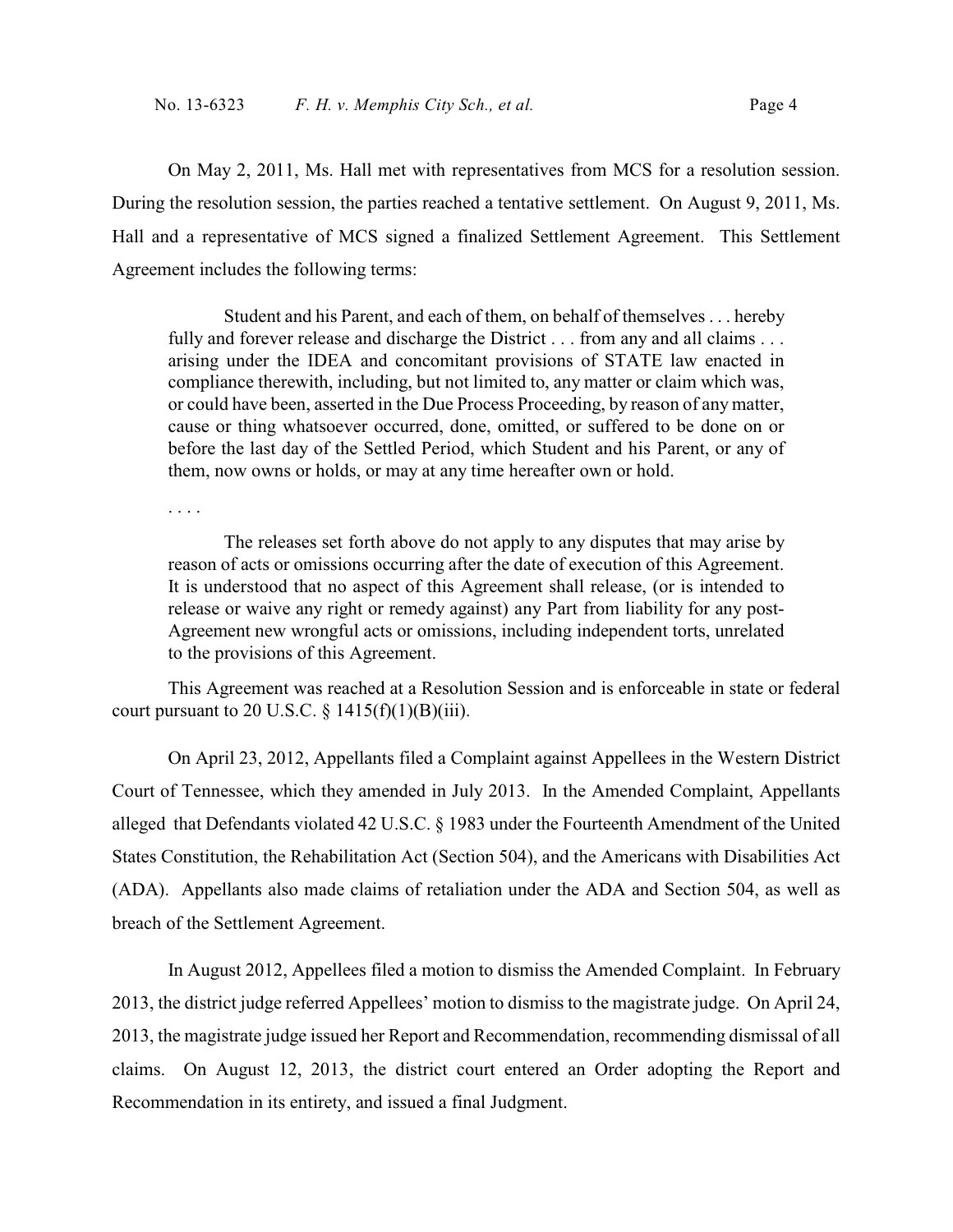On May 2, 2011, Ms. Hall met with representatives from MCS for a resolution session. During the resolution session, the parties reached a tentative settlement. On August 9, 2011, Ms. Hall and a representative of MCS signed a finalized Settlement Agreement. This Settlement Agreement includes the following terms:

> Student and his Parent, and each of them, on behalf of themselves . . . hereby fully and forever release and discharge the District . . . from any and all claims . . . arising under the IDEA and concomitant provisions of STATE law enacted in compliance therewith, including, but not limited to, any matter or claim which was, or could have been, asserted in the Due Process Proceeding, by reason of any matter, cause or thing whatsoever occurred, done, omitted, or suffered to be done on or before the last day of the Settled Period, which Student and his Parent, or any of them, now owns or holds, or may at any time hereafter own or hold.
>
> . . . .
>
> The releases set forth above do not apply to any disputes that may arise by reason of acts or omissions occurring after the date of execution of this Agreement. It is understood that no aspect of this Agreement shall release, (or is intended to release or waive any right or remedy against) any Part from liability for any post-Agreement new wrongful acts or omissions, including independent torts, unrelated to the provisions of this Agreement.

This Agreement was reached at a Resolution Session and is enforceable in state or federal court pursuant to 20 U.S.C. § 1415(f)(1)(B)(iii).

On April 23, 2012, Appellants filed a Complaint against Appellees in the Western District Court of Tennessee, which they amended in July 2013. In the Amended Complaint, Appellants alleged that Defendants violated 42 U.S.C. § 1983 under the Fourteenth Amendment of the United States Constitution, the Rehabilitation Act (Section 504), and the Americans with Disabilities Act (ADA). Appellants also made claims of retaliation under the ADA and Section 504, as well as breach of the Settlement Agreement.

In August 2012, Appellees filed a motion to dismiss the Amended Complaint. In February 2013, the district judge referred Appellees' motion to dismiss to the magistrate judge. On April 24, 2013, the magistrate judge issued her Report and Recommendation, recommending dismissal of all claims. On August 12, 2013, the district court entered an Order adopting the Report and Recommendation in its entirety, and issued a final Judgment.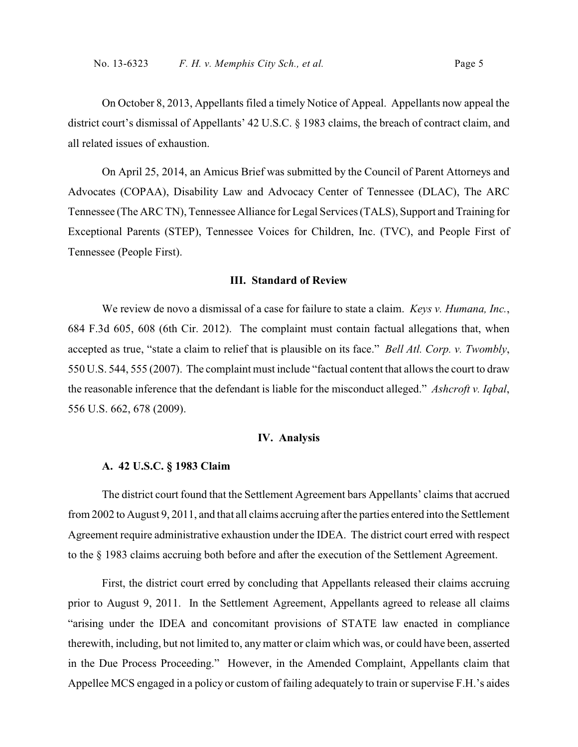On October 8, 2013, Appellants filed a timely Notice of Appeal. Appellants now appeal the district court's dismissal of Appellants' 42 U.S.C. § 1983 claims, the breach of contract claim, and all related issues of exhaustion.

On April 25, 2014, an Amicus Brief was submitted by the Council of Parent Attorneys and Advocates (COPAA), Disability Law and Advocacy Center of Tennessee (DLAC), The ARC Tennessee (The ARC TN), Tennessee Alliance for Legal Services (TALS), Support and Training for Exceptional Parents (STEP), Tennessee Voices for Children, Inc. (TVC), and People First of Tennessee (People First).

## III. Standard of Review

We review de novo a dismissal of a case for failure to state a claim. *Keys v. Humana, Inc.*, 684 F.3d 605, 608 (6th Cir. 2012). The complaint must contain factual allegations that, when accepted as true, "state a claim to relief that is plausible on its face." *Bell Atl. Corp. v. Twombly*, 550 U.S. 544, 555 (2007). The complaint must include "factual content that allows the court to draw the reasonable inference that the defendant is liable for the misconduct alleged." *Ashcroft v. Iqbal*, 556 U.S. 662, 678 (2009).

## IV. Analysis

### A. 42 U.S.C. § 1983 Claim

The district court found that the Settlement Agreement bars Appellants' claims that accrued from 2002 to August 9, 2011, and that all claims accruing after the parties entered into the Settlement Agreement require administrative exhaustion under the IDEA. The district court erred with respect to the § 1983 claims accruing both before and after the execution of the Settlement Agreement.

First, the district court erred by concluding that Appellants released their claims accruing prior to August 9, 2011. In the Settlement Agreement, Appellants agreed to release all claims "arising under the IDEA and concomitant provisions of STATE law enacted in compliance therewith, including, but not limited to, any matter or claim which was, or could have been, asserted in the Due Process Proceeding." However, in the Amended Complaint, Appellants claim that Appellee MCS engaged in a policy or custom of failing adequately to train or supervise F.H.'s aides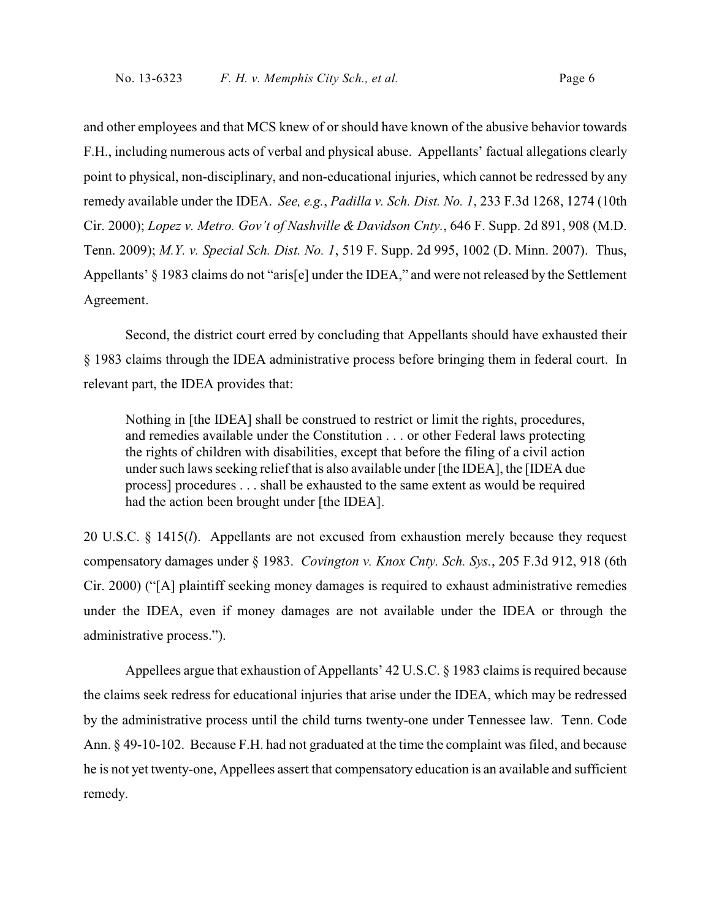and other employees and that MCS knew of or should have known of the abusive behavior towards F.H., including numerous acts of verbal and physical abuse. Appellants' factual allegations clearly point to physical, non-disciplinary, and non-educational injuries, which cannot be redressed by any remedy available under the IDEA. *See, e.g.*, *Padilla v. Sch. Dist. No. 1*, 233 F.3d 1268, 1274 (10th Cir. 2000); *Lopez v. Metro. Gov't of Nashville & Davidson Cnty.*, 646 F. Supp. 2d 891, 908 (M.D. Tenn. 2009); *M.Y. v. Special Sch. Dist. No. 1*, 519 F. Supp. 2d 995, 1002 (D. Minn. 2007). Thus, Appellants' § 1983 claims do not "aris[e] under the IDEA," and were not released by the Settlement Agreement.

Second, the district court erred by concluding that Appellants should have exhausted their § 1983 claims through the IDEA administrative process before bringing them in federal court. In relevant part, the IDEA provides that:

> Nothing in [the IDEA] shall be construed to restrict or limit the rights, procedures, and remedies available under the Constitution . . . or other Federal laws protecting the rights of children with disabilities, except that before the filing of a civil action under such laws seeking relief that is also available under [the IDEA], the [IDEA due process] procedures . . . shall be exhausted to the same extent as would be required had the action been brought under [the IDEA].

20 U.S.C. § 1415(*l*). Appellants are not excused from exhaustion merely because they request compensatory damages under § 1983. *Covington v. Knox Cnty. Sch. Sys.*, 205 F.3d 912, 918 (6th Cir. 2000) ("[A] plaintiff seeking money damages is required to exhaust administrative remedies under the IDEA, even if money damages are not available under the IDEA or through the administrative process.").

Appellees argue that exhaustion of Appellants' 42 U.S.C. § 1983 claims is required because the claims seek redress for educational injuries that arise under the IDEA, which may be redressed by the administrative process until the child turns twenty-one under Tennessee law. Tenn. Code Ann. § 49-10-102. Because F.H. had not graduated at the time the complaint was filed, and because he is not yet twenty-one, Appellees assert that compensatory education is an available and sufficient remedy.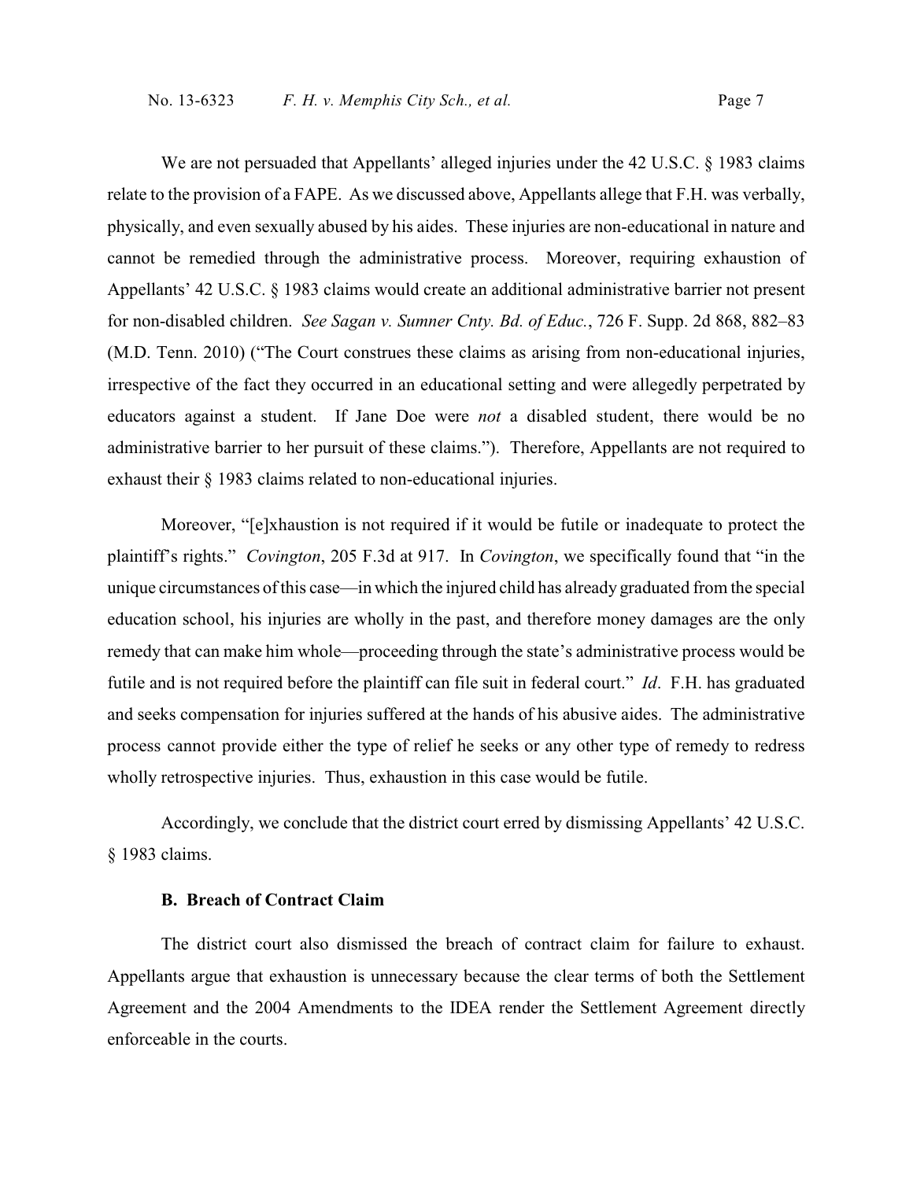We are not persuaded that Appellants' alleged injuries under the 42 U.S.C. § 1983 claims relate to the provision of a FAPE. As we discussed above, Appellants allege that F.H. was verbally, physically, and even sexually abused by his aides. These injuries are non-educational in nature and cannot be remedied through the administrative process. Moreover, requiring exhaustion of Appellants' 42 U.S.C. § 1983 claims would create an additional administrative barrier not present for non-disabled children. *See Sagan v. Sumner Cnty. Bd. of Educ.*, 726 F. Supp. 2d 868, 882–83 (M.D. Tenn. 2010) ("The Court construes these claims as arising from non-educational injuries, irrespective of the fact they occurred in an educational setting and were allegedly perpetrated by educators against a student. If Jane Doe were *not* a disabled student, there would be no administrative barrier to her pursuit of these claims."). Therefore, Appellants are not required to exhaust their § 1983 claims related to non-educational injuries.

Moreover, "[e]xhaustion is not required if it would be futile or inadequate to protect the plaintiff's rights." *Covington*, 205 F.3d at 917. In *Covington*, we specifically found that "in the unique circumstances of this case—in which the injured child has already graduated from the special education school, his injuries are wholly in the past, and therefore money damages are the only remedy that can make him whole—proceeding through the state's administrative process would be futile and is not required before the plaintiff can file suit in federal court." *Id*. F.H. has graduated and seeks compensation for injuries suffered at the hands of his abusive aides. The administrative process cannot provide either the type of relief he seeks or any other type of remedy to redress wholly retrospective injuries. Thus, exhaustion in this case would be futile.

Accordingly, we conclude that the district court erred by dismissing Appellants' 42 U.S.C. § 1983 claims.

### B. Breach of Contract Claim

The district court also dismissed the breach of contract claim for failure to exhaust. Appellants argue that exhaustion is unnecessary because the clear terms of both the Settlement Agreement and the 2004 Amendments to the IDEA render the Settlement Agreement directly enforceable in the courts.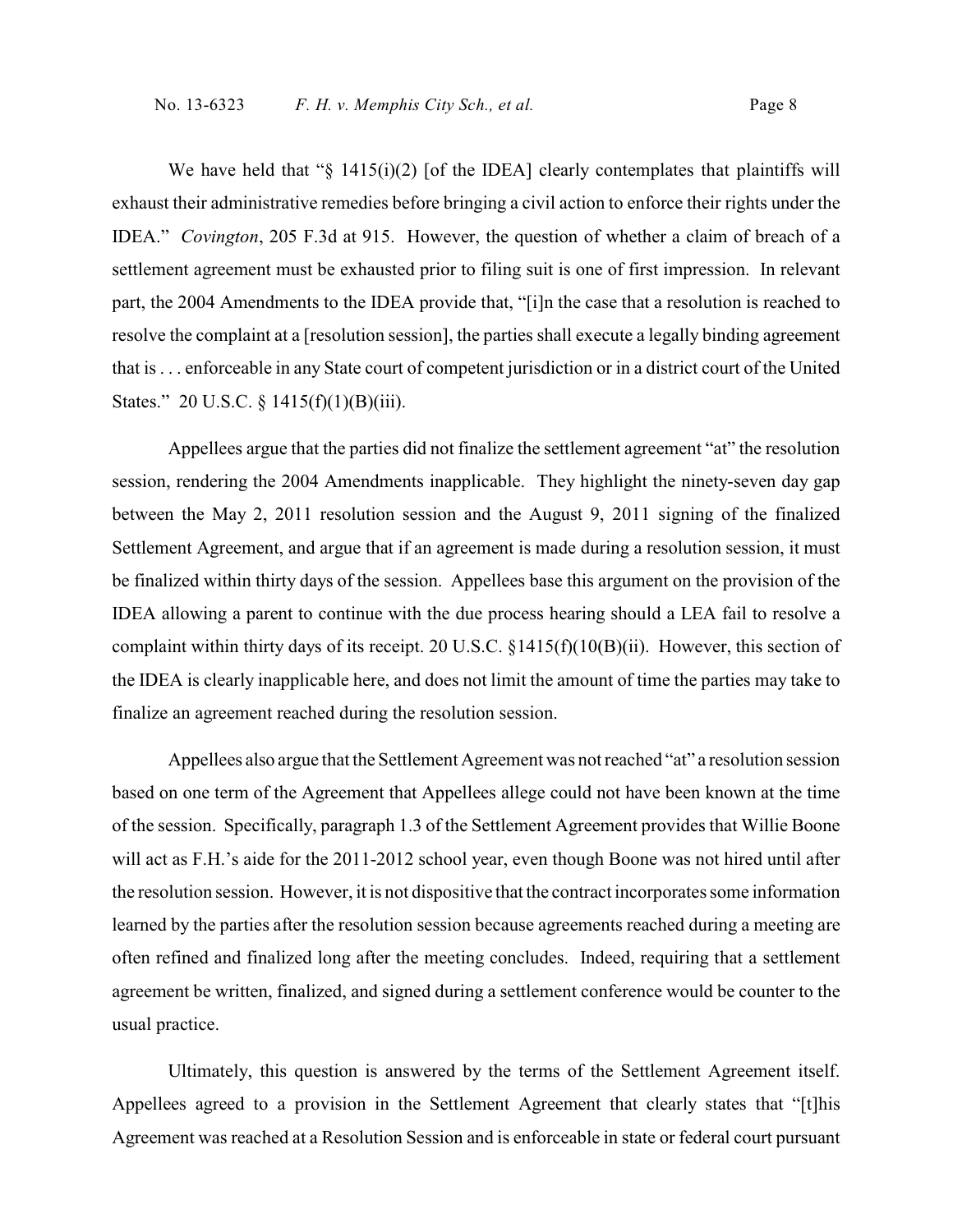We have held that "§ 1415(i)(2) [of the IDEA] clearly contemplates that plaintiffs will exhaust their administrative remedies before bringing a civil action to enforce their rights under the IDEA." *Covington*, 205 F.3d at 915. However, the question of whether a claim of breach of a settlement agreement must be exhausted prior to filing suit is one of first impression. In relevant part, the 2004 Amendments to the IDEA provide that, "[i]n the case that a resolution is reached to resolve the complaint at a [resolution session], the parties shall execute a legally binding agreement that is . . . enforceable in any State court of competent jurisdiction or in a district court of the United States." 20 U.S.C. § 1415(f)(1)(B)(iii).

Appellees argue that the parties did not finalize the settlement agreement "at" the resolution session, rendering the 2004 Amendments inapplicable. They highlight the ninety-seven day gap between the May 2, 2011 resolution session and the August 9, 2011 signing of the finalized Settlement Agreement, and argue that if an agreement is made during a resolution session, it must be finalized within thirty days of the session. Appellees base this argument on the provision of the IDEA allowing a parent to continue with the due process hearing should a LEA fail to resolve a complaint within thirty days of its receipt. 20 U.S.C. §1415(f)(10(B)(ii). However, this section of the IDEA is clearly inapplicable here, and does not limit the amount of time the parties may take to finalize an agreement reached during the resolution session.

Appellees also argue that the Settlement Agreement was not reached "at" a resolution session based on one term of the Agreement that Appellees allege could not have been known at the time of the session. Specifically, paragraph 1.3 of the Settlement Agreement provides that Willie Boone will act as F.H.'s aide for the 2011-2012 school year, even though Boone was not hired until after the resolution session. However, it is not dispositive that the contract incorporates some information learned by the parties after the resolution session because agreements reached during a meeting are often refined and finalized long after the meeting concludes. Indeed, requiring that a settlement agreement be written, finalized, and signed during a settlement conference would be counter to the usual practice.

Ultimately, this question is answered by the terms of the Settlement Agreement itself. Appellees agreed to a provision in the Settlement Agreement that clearly states that "[t]his Agreement was reached at a Resolution Session and is enforceable in state or federal court pursuant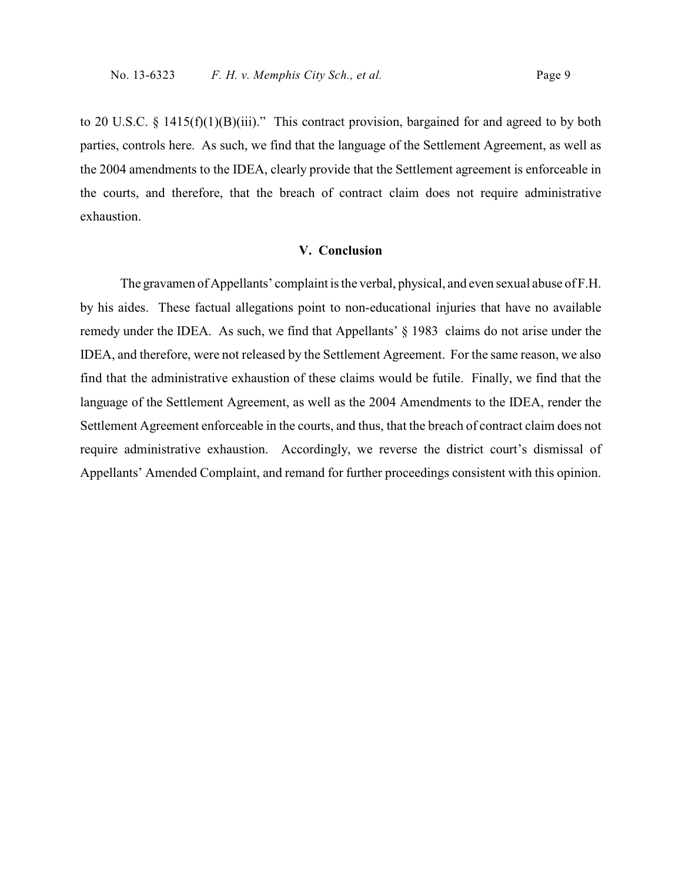to 20 U.S.C. § 1415(f)(1)(B)(iii)." This contract provision, bargained for and agreed to by both parties, controls here. As such, we find that the language of the Settlement Agreement, as well as the 2004 amendments to the IDEA, clearly provide that the Settlement agreement is enforceable in the courts, and therefore, that the breach of contract claim does not require administrative exhaustion.

## V. Conclusion

The gravamen of Appellants' complaint is the verbal, physical, and even sexual abuse of F.H. by his aides. These factual allegations point to non-educational injuries that have no available remedy under the IDEA. As such, we find that Appellants' § 1983 claims do not arise under the IDEA, and therefore, were not released by the Settlement Agreement. For the same reason, we also find that the administrative exhaustion of these claims would be futile. Finally, we find that the language of the Settlement Agreement, as well as the 2004 Amendments to the IDEA, render the Settlement Agreement enforceable in the courts, and thus, that the breach of contract claim does not require administrative exhaustion. Accordingly, we reverse the district court's dismissal of Appellants' Amended Complaint, and remand for further proceedings consistent with this opinion.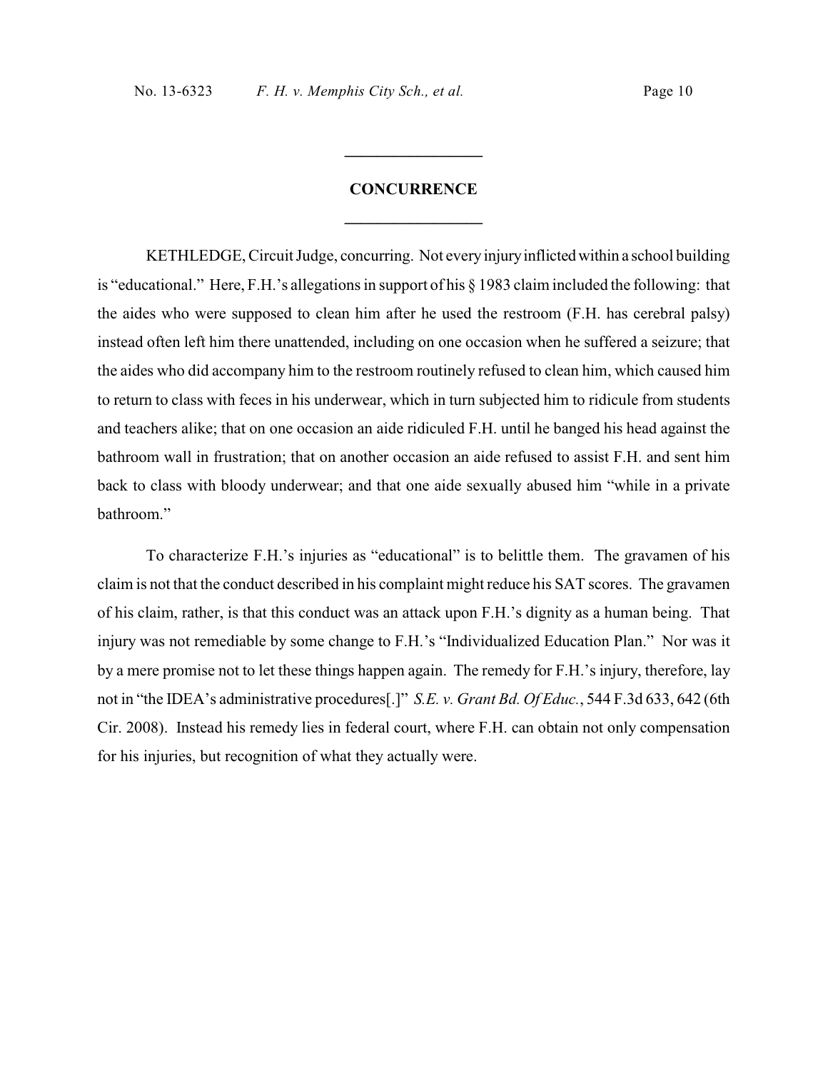## CONCURRENCE

KETHLEDGE, Circuit Judge, concurring. Not every injury inflicted within a school building is "educational." Here, F.H.'s allegations in support of his § 1983 claim included the following: that the aides who were supposed to clean him after he used the restroom (F.H. has cerebral palsy) instead often left him there unattended, including on one occasion when he suffered a seizure; that the aides who did accompany him to the restroom routinely refused to clean him, which caused him to return to class with feces in his underwear, which in turn subjected him to ridicule from students and teachers alike; that on one occasion an aide ridiculed F.H. until he banged his head against the bathroom wall in frustration; that on another occasion an aide refused to assist F.H. and sent him back to class with bloody underwear; and that one aide sexually abused him "while in a private bathroom."

To characterize F.H.'s injuries as "educational" is to belittle them. The gravamen of his claim is not that the conduct described in his complaint might reduce his SAT scores. The gravamen of his claim, rather, is that this conduct was an attack upon F.H.'s dignity as a human being. That injury was not remediable by some change to F.H.'s "Individualized Education Plan." Nor was it by a mere promise not to let these things happen again. The remedy for F.H.'s injury, therefore, lay not in "the IDEA's administrative procedures[.]" *S.E. v. Grant Bd. Of Educ.*, 544 F.3d 633, 642 (6th Cir. 2008). Instead his remedy lies in federal court, where F.H. can obtain not only compensation for his injuries, but recognition of what they actually were.